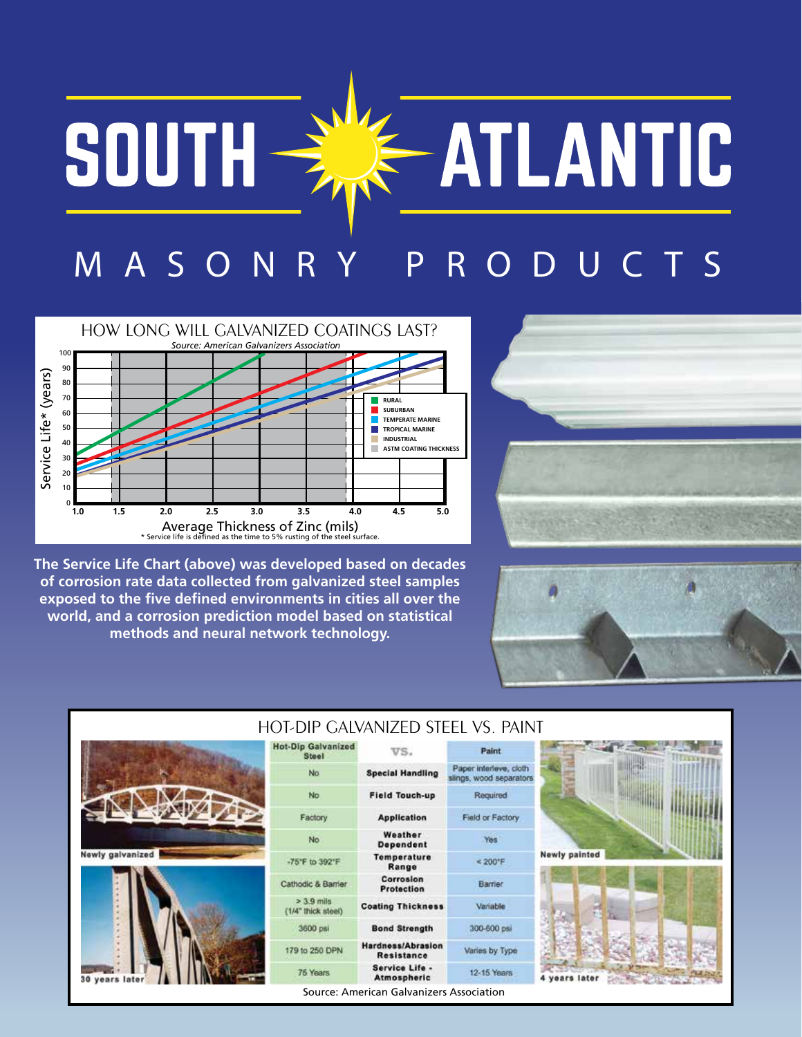# SOUTH ATLANTIC

## MASONRY PRODUCTS

### HOW LONG WILL GALVANIZED COATINGS LAST?

*Source: American Galvanizers Association*

Service Life* (years) vs. Average Thickness of Zinc (mils)

Legend: RURAL, SUBURBAN, TEMPERATE MARINE, TROPICAL MARINE, INDUSTRIAL, ASTM COATING THICKNESS

\* Service life is defined as the time to 5% rusting of the steel surface.

**The Service Life Chart (above) was developed based on decades of corrosion rate data collected from galvanized steel samples exposed to the five defined environments in cities all over the world, and a corrosion prediction model based on statistical methods and neural network technology.**

### HOT-DIP GALVANIZED STEEL VS. PAINT

| Hot-Dip Galvanized Steel | VS. | Paint |
|---|---|---|
| No | Special Handling | Paper interleve, cloth slings, wood separators |
| No | Field Touch-up | Required |
| Factory | Application | Field or Factory |
| No | Weather Dependent | Yes |
| -75°F to 392°F | Temperature Range | < 200°F |
| Cathodic & Barrier | Corrosion Protection | Barrier |
| > 3.9 mils (1/4" thick steel) | Coating Thickness | Variable |
| 3600 psi | Bond Strength | 300-600 psi |
| 179 to 250 DPN | Hardness/Abrasion Resistance | Varies by Type |
| 75 Years | Service Life - Atmospheric | 12-15 Years |

Newly galvanized

30 years later

Newly painted

4 years later

Source: American Galvanizers Association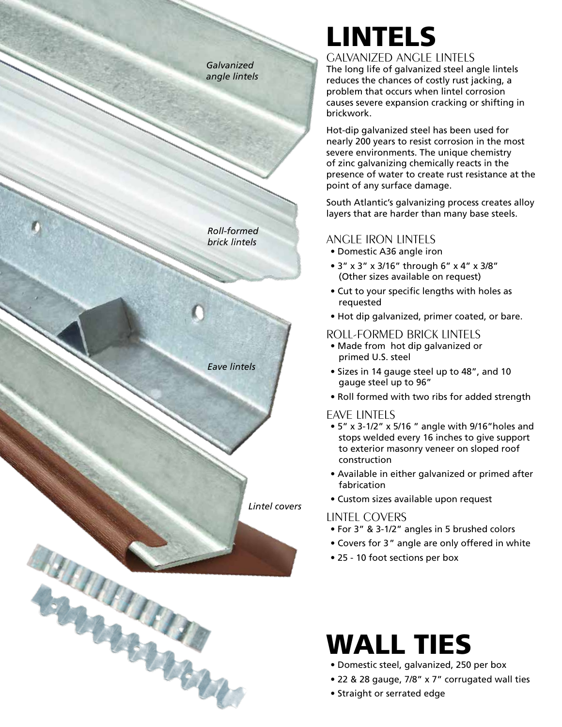*Galvanized angle lintels*

*Roll-formed brick lintels*

*Eave lintels*

*Lintel covers*

# LINTELS

## GALVANIZED ANGLE LINTELS

The long life of galvanized steel angle lintels reduces the chances of costly rust jacking, a problem that occurs when lintel corrosion causes severe expansion cracking or shifting in brickwork.

Hot-dip galvanized steel has been used for nearly 200 years to resist corrosion in the most severe environments. The unique chemistry of zinc galvanizing chemically reacts in the presence of water to create rust resistance at the point of any surface damage.

South Atlantic's galvanizing process creates alloy layers that are harder than many base steels.

## ANGLE IRON LINTELS

- Domestic A36 angle iron
- 3" x 3" x 3/16" through 6" x 4" x 3/8" (Other sizes available on request)
- Cut to your specific lengths with holes as requested
- Hot dip galvanized, primer coated, or bare.

## ROLL-FORMED BRICK LINTELS

- Made from hot dip galvanized or primed U.S. steel
- Sizes in 14 gauge steel up to 48", and 10 gauge steel up to 96"
- Roll formed with two ribs for added strength

## EAVE LINTELS

- 5" x 3-1/2" x 5/16 " angle with 9/16"holes and stops welded every 16 inches to give support to exterior masonry veneer on sloped roof construction
- Available in either galvanized or primed after fabrication
- Custom sizes available upon request

## LINTEL COVERS

- For 3" & 3-1/2" angles in 5 brushed colors
- Covers for 3" angle are only offered in white
- 25 - 10 foot sections per box

# WALL TIES

- Domestic steel, galvanized, 250 per box
- 22 & 28 gauge, 7/8" x 7" corrugated wall ties
- Straight or serrated edge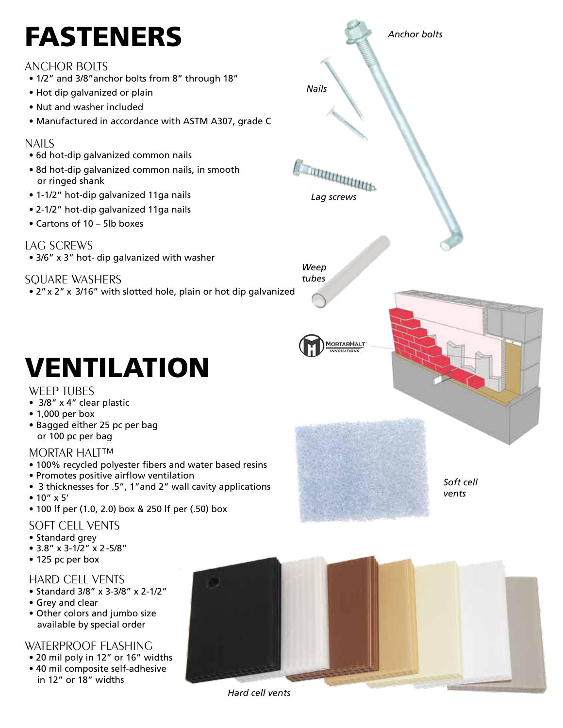# FASTENERS

## ANCHOR BOLTS

- 1/2" and 3/8"anchor bolts from 8" through 18"
- Hot dip galvanized or plain
- Nut and washer included
- Manufactured in accordance with ASTM A307, grade C

## NAILS

- 6d hot-dip galvanized common nails
- 8d hot-dip galvanized common nails, in smooth or ringed shank
- 1-1/2" hot-dip galvanized 11ga nails
- 2-1/2" hot-dip galvanized 11ga nails
- Cartons of 10 – 5lb boxes

## LAG SCREWS

- 3/6" x 3" hot- dip galvanized with washer

## SQUARE WASHERS

- 2" x 2" x 3/16" with slotted hole, plain or hot dip galvanized

*Anchor bolts*

*Nails*

*Lag screws*

*Weep tubes*

# VENTILATION

## WEEP TUBES

- 3/8" x 4" clear plastic
- 1,000 per box
- Bagged either 25 pc per bag or 100 pc per bag

## MORTAR HALT™

- 100% recycled polyester fibers and water based resins
- Promotes positive airflow ventilation
- 3 thicknesses for .5", 1"and 2" wall cavity applications
- 10" x 5'
- 100 lf per (1.0, 2.0) box & 250 lf per (.50) box

## SOFT CELL VENTS

- Standard grey
- 3.8" x 3-1/2" x 2-5/8"
- 125 pc per box

## HARD CELL VENTS

- Standard 3/8" x 3-3/8" x 2-1/2"
- Grey and clear
- Other colors and jumbo size available by special order

## WATERPROOF FLASHING

- 20 mil poly in 12" or 16" widths
- 40 mil composite self-adhesive in 12" or 18" widths

*Soft cell vents*

*Hard cell vents*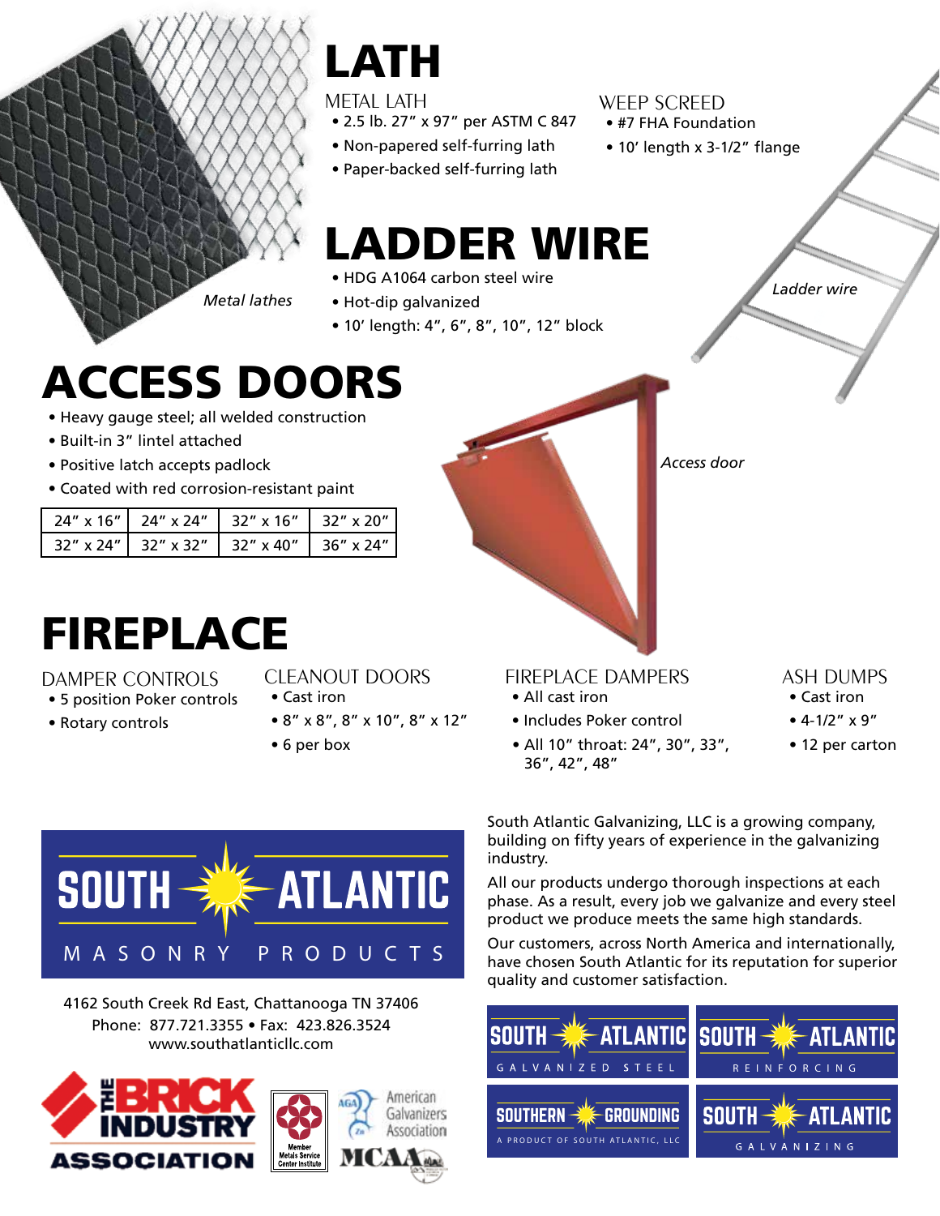# LATH

### METAL LATH

- 2.5 lb. 27" x 97" per ASTM C 847
- Non-papered self-furring lath
- Paper-backed self-furring lath

### WEEP SCREED

- #7 FHA Foundation
- 10' length x 3-1/2" flange

*Metal lathes*

# LADDER WIRE

- HDG A1064 carbon steel wire
- Hot-dip galvanized
- 10' length: 4", 6", 8", 10", 12" block

*Ladder wire*

# ACCESS DOORS

- Heavy gauge steel; all welded construction
- Built-in 3" lintel attached
- Positive latch accepts padlock
- Coated with red corrosion-resistant paint

| | | | |
|---|---|---|---|
| 24" x 16" | 24" x 24" | 32" x 16" | 32" x 20" |
| 32" x 24" | 32" x 32" | 32" x 40" | 36" x 24" |

*Access door*

# FIREPLACE

### DAMPER CONTROLS

- 5 position Poker controls
- Rotary controls

### CLEANOUT DOORS

- Cast iron
- 8" x 8", 8" x 10", 8" x 12"
- 6 per box

### FIREPLACE DAMPERS

- All cast iron
- Includes Poker control
- All 10" throat: 24", 30", 33", 36", 42", 48"

### ASH DUMPS

- Cast iron
- 4-1/2" x 9"
- 12 per carton

SOUTH ATLANTIC MASONRY PRODUCTS

4162 South Creek Rd East, Chattanooga TN 37406
Phone: 877.721.3355 • Fax: 423.826.3524
www.southatlanticllc.com

South Atlantic Galvanizing, LLC is a growing company, building on fifty years of experience in the galvanizing industry.

All our products undergo thorough inspections at each phase. As a result, every job we galvanize and every steel product we produce meets the same high standards.

Our customers, across North America and internationally, have chosen South Atlantic for its reputation for superior quality and customer satisfaction.

SOUTH ATLANTIC GALVANIZED STEEL

SOUTH ATLANTIC REINFORCING

SOUTHERN GROUNDING — A PRODUCT OF SOUTH ATLANTIC, LLC

SOUTH ATLANTIC GALVANIZING

THE BRICK INDUSTRY ASSOCIATION

Member Metals Service Center Institute

American Galvanizers Association

MCAA